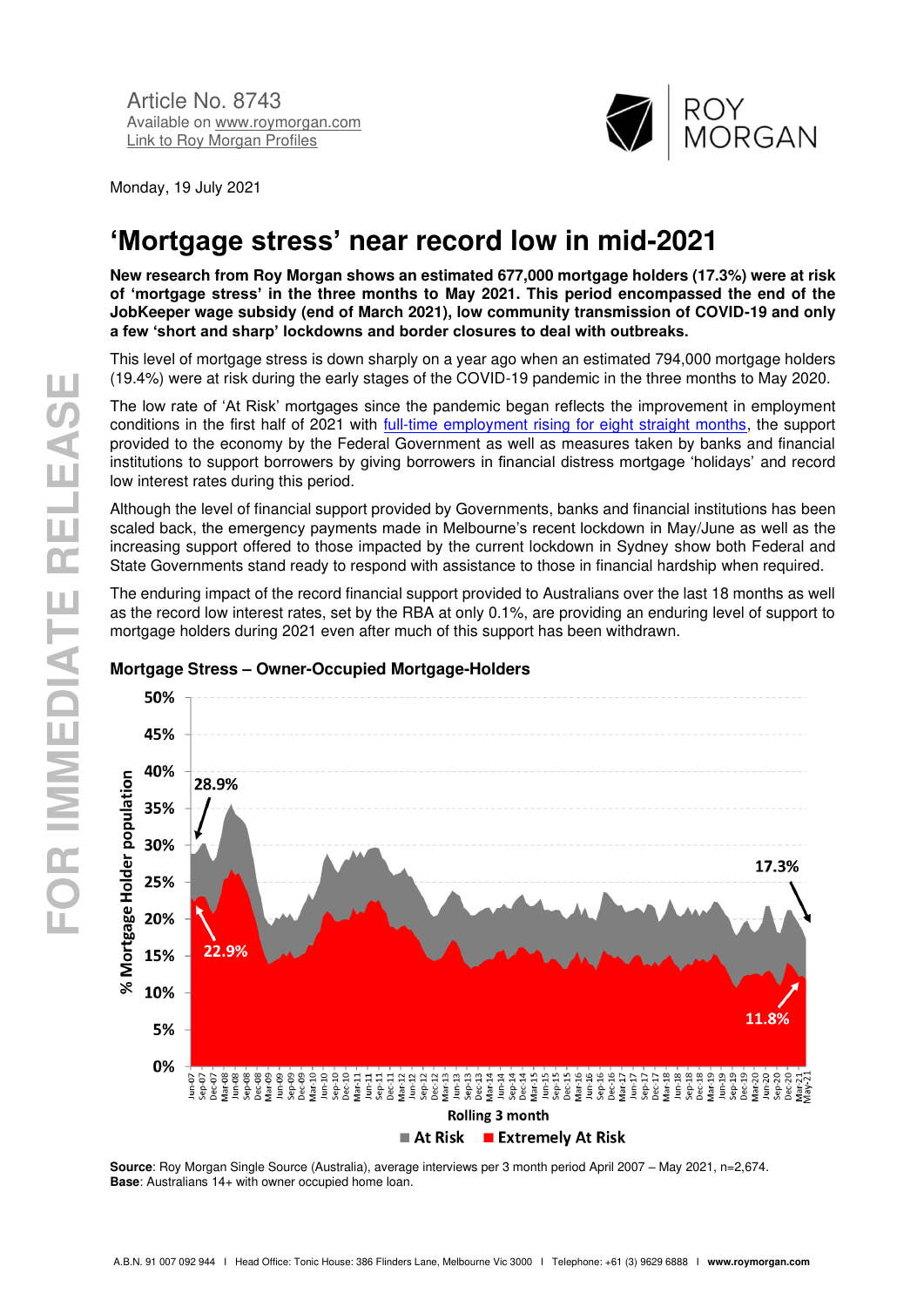Article No. 8743
Available on www.roymorgan.com
Link to Roy Morgan Profiles

Monday, 19 July 2021

# 'Mortgage stress' near record low in mid-2021

**New research from Roy Morgan shows an estimated 677,000 mortgage holders (17.3%) were at risk of 'mortgage stress' in the three months to May 2021. This period encompassed the end of the JobKeeper wage subsidy (end of March 2021), low community transmission of COVID-19 and only a few 'short and sharp' lockdowns and border closures to deal with outbreaks.**

This level of mortgage stress is down sharply on a year ago when an estimated 794,000 mortgage holders (19.4%) were at risk during the early stages of the COVID-19 pandemic in the three months to May 2020.

The low rate of 'At Risk' mortgages since the pandemic began reflects the improvement in employment conditions in the first half of 2021 with full-time employment rising for eight straight months, the support provided to the economy by the Federal Government as well as measures taken by banks and financial institutions to support borrowers by giving borrowers in financial distress mortgage 'holidays' and record low interest rates during this period.

Although the level of financial support provided by Governments, banks and financial institutions has been scaled back, the emergency payments made in Melbourne's recent lockdown in May/June as well as the increasing support offered to those impacted by the current lockdown in Sydney show both Federal and State Governments stand ready to respond with assistance to those in financial hardship when required.

The enduring impact of the record financial support provided to Australians over the last 18 months as well as the record low interest rates, set by the RBA at only 0.1%, are providing an enduring level of support to mortgage holders during 2021 even after much of this support has been withdrawn.

**Mortgage Stress – Owner-Occupied Mortgage-Holders**

**Source**: Roy Morgan Single Source (Australia), average interviews per 3 month period April 2007 – May 2021, n=2,674.
**Base**: Australians 14+ with owner occupied home loan.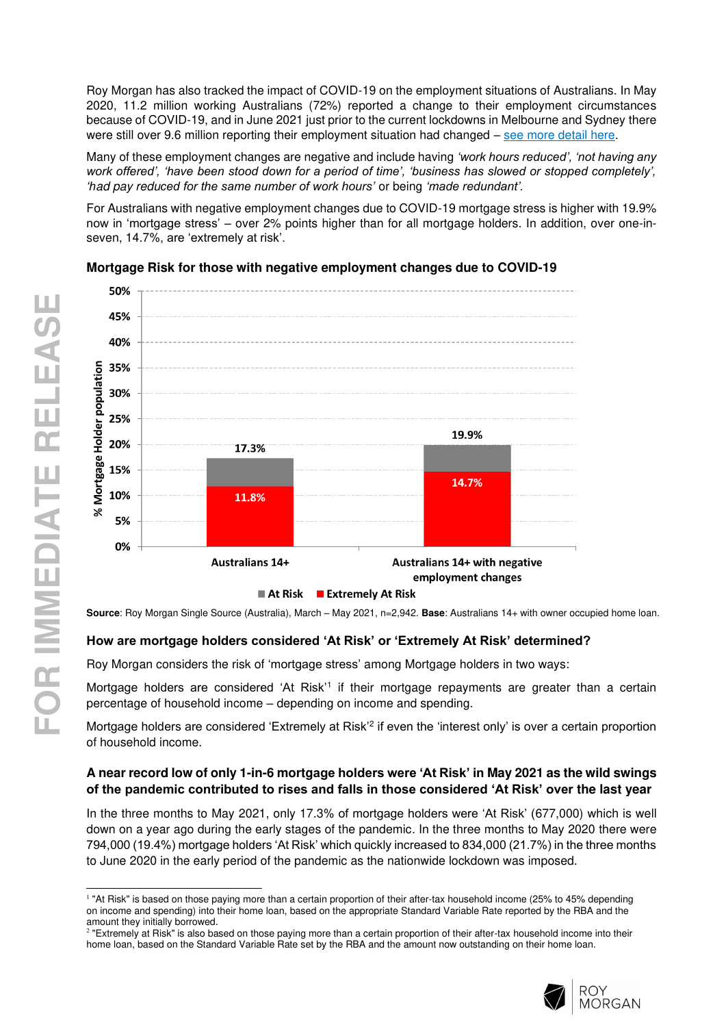Roy Morgan has also tracked the impact of COVID-19 on the employment situations of Australians. In May 2020, 11.2 million working Australians (72%) reported a change to their employment circumstances because of COVID-19, and in June 2021 just prior to the current lockdowns in Melbourne and Sydney there were still over 9.6 million reporting their employment situation had changed – see more detail here.

Many of these employment changes are negative and include having *'work hours reduced', 'not having any work offered', 'have been stood down for a period of time', 'business has slowed or stopped completely', 'had pay reduced for the same number of work hours'* or being *'made redundant'*.

For Australians with negative employment changes due to COVID-19 mortgage stress is higher with 19.9% now in 'mortgage stress' – over 2% points higher than for all mortgage holders. In addition, over one-in-seven, 14.7%, are 'extremely at risk'.

**Mortgage Risk for those with negative employment changes due to COVID-19**

| % Mortgage Holder population | At Risk (total) | Extremely At Risk |
|---|---|---|
| Australians 14+ | 17.3% | 11.8% |
| Australians 14+ with negative employment changes | 19.9% | 14.7% |

**Source**: Roy Morgan Single Source (Australia), March – May 2021, n=2,942. **Base**: Australians 14+ with owner occupied home loan.

### How are mortgage holders considered 'At Risk' or 'Extremely At Risk' determined?

Roy Morgan considers the risk of 'mortgage stress' among Mortgage holders in two ways:

Mortgage holders are considered 'At Risk'[1] if their mortgage repayments are greater than a certain percentage of household income – depending on income and spending.

Mortgage holders are considered 'Extremely at Risk'[2] if even the 'interest only' is over a certain proportion of household income.

### A near record low of only 1-in-6 mortgage holders were 'At Risk' in May 2021 as the wild swings of the pandemic contributed to rises and falls in those considered 'At Risk' over the last year

In the three months to May 2021, only 17.3% of mortgage holders were 'At Risk' (677,000) which is well down on a year ago during the early stages of the pandemic. In the three months to May 2020 there were 794,000 (19.4%) mortgage holders 'At Risk' which quickly increased to 834,000 (21.7%) in the three months to June 2020 in the early period of the pandemic as the nationwide lockdown was imposed.

---

[1] "At Risk" is based on those paying more than a certain proportion of their after-tax household income (25% to 45% depending on income and spending) into their home loan, based on the appropriate Standard Variable Rate reported by the RBA and the amount they initially borrowed.

[2] "Extremely at Risk" is also based on those paying more than a certain proportion of their after-tax household income into their home loan, based on the Standard Variable Rate set by the RBA and the amount now outstanding on their home loan.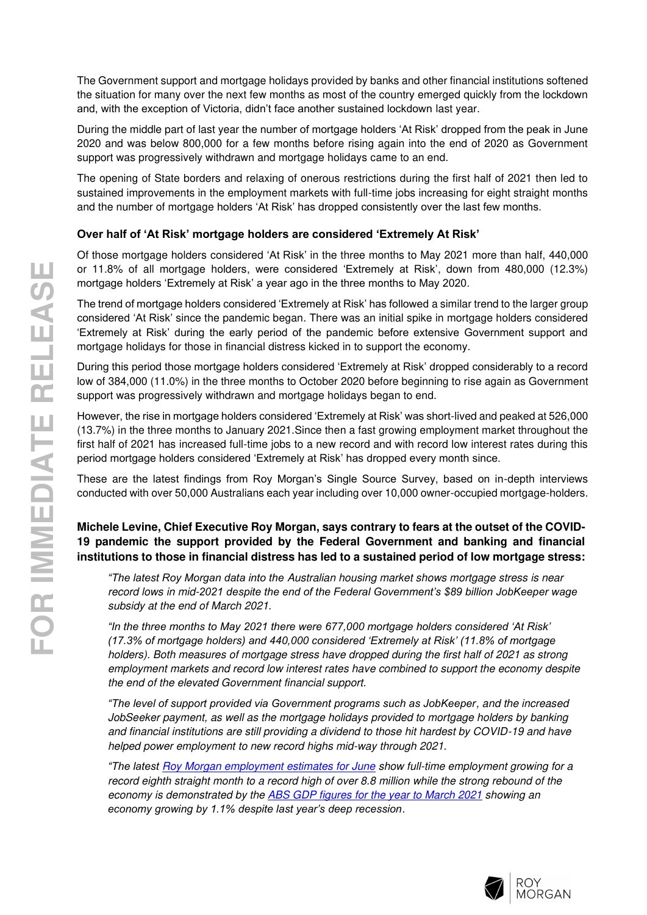The Government support and mortgage holidays provided by banks and other financial institutions softened the situation for many over the next few months as most of the country emerged quickly from the lockdown and, with the exception of Victoria, didn't face another sustained lockdown last year.

During the middle part of last year the number of mortgage holders 'At Risk' dropped from the peak in June 2020 and was below 800,000 for a few months before rising again into the end of 2020 as Government support was progressively withdrawn and mortgage holidays came to an end.

The opening of State borders and relaxing of onerous restrictions during the first half of 2021 then led to sustained improvements in the employment markets with full-time jobs increasing for eight straight months and the number of mortgage holders 'At Risk' has dropped consistently over the last few months.

### Over half of 'At Risk' mortgage holders are considered 'Extremely At Risk'

Of those mortgage holders considered 'At Risk' in the three months to May 2021 more than half, 440,000 or 11.8% of all mortgage holders, were considered 'Extremely at Risk', down from 480,000 (12.3%) mortgage holders 'Extremely at Risk' a year ago in the three months to May 2020.

The trend of mortgage holders considered 'Extremely at Risk' has followed a similar trend to the larger group considered 'At Risk' since the pandemic began. There was an initial spike in mortgage holders considered 'Extremely at Risk' during the early period of the pandemic before extensive Government support and mortgage holidays for those in financial distress kicked in to support the economy.

During this period those mortgage holders considered 'Extremely at Risk' dropped considerably to a record low of 384,000 (11.0%) in the three months to October 2020 before beginning to rise again as Government support was progressively withdrawn and mortgage holidays began to end.

However, the rise in mortgage holders considered 'Extremely at Risk' was short-lived and peaked at 526,000 (13.7%) in the three months to January 2021.Since then a fast growing employment market throughout the first half of 2021 has increased full-time jobs to a new record and with record low interest rates during this period mortgage holders considered 'Extremely at Risk' has dropped every month since.

These are the latest findings from Roy Morgan's Single Source Survey, based on in-depth interviews conducted with over 50,000 Australians each year including over 10,000 owner-occupied mortgage-holders.

### Michele Levine, Chief Executive Roy Morgan, says contrary to fears at the outset of the COVID-19 pandemic the support provided by the Federal Government and banking and financial institutions to those in financial distress has led to a sustained period of low mortgage stress:

*"The latest Roy Morgan data into the Australian housing market shows mortgage stress is near record lows in mid-2021 despite the end of the Federal Government's $89 billion JobKeeper wage subsidy at the end of March 2021.*

*"In the three months to May 2021 there were 677,000 mortgage holders considered 'At Risk' (17.3% of mortgage holders) and 440,000 considered 'Extremely at Risk' (11.8% of mortgage holders). Both measures of mortgage stress have dropped during the first half of 2021 as strong employment markets and record low interest rates have combined to support the economy despite the end of the elevated Government financial support.*

*"The level of support provided via Government programs such as JobKeeper, and the increased JobSeeker payment, as well as the mortgage holidays provided to mortgage holders by banking and financial institutions are still providing a dividend to those hit hardest by COVID-19 and have helped power employment to new record highs mid-way through 2021.*

*"The latest Roy Morgan employment estimates for June show full-time employment growing for a record eighth straight month to a record high of over 8.8 million while the strong rebound of the economy is demonstrated by the ABS GDP figures for the year to March 2021 showing an economy growing by 1.1% despite last year's deep recession.*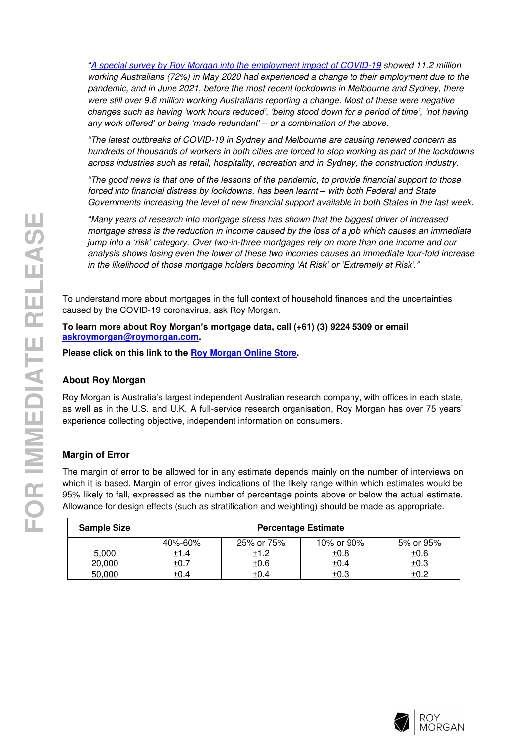*"[A special survey by Roy Morgan into the employment impact of COVID-19](#) showed 11.2 million working Australians (72%) in May 2020 had experienced a change to their employment due to the pandemic, and in June 2021, before the most recent lockdowns in Melbourne and Sydney, there were still over 9.6 million working Australians reporting a change. Most of these were negative changes such as having 'work hours reduced', 'being stood down for a period of time', 'not having any work offered' or being 'made redundant' – or a combination of the above.*

*"The latest outbreaks of COVID-19 in Sydney and Melbourne are causing renewed concern as hundreds of thousands of workers in both cities are forced to stop working as part of the lockdowns across industries such as retail, hospitality, recreation and in Sydney, the construction industry.*

*"The good news is that one of the lessons of the pandemic, to provide financial support to those forced into financial distress by lockdowns, has been learnt – with both Federal and State Governments increasing the level of new financial support available in both States in the last week.*

*"Many years of research into mortgage stress has shown that the biggest driver of increased mortgage stress is the reduction in income caused by the loss of a job which causes an immediate jump into a 'risk' category. Over two-in-three mortgages rely on more than one income and our analysis shows losing even the lower of these two incomes causes an immediate four-fold increase in the likelihood of those mortgage holders becoming 'At Risk' or 'Extremely at Risk'."*

To understand more about mortgages in the full context of household finances and the uncertainties caused by the COVID-19 coronavirus, ask Roy Morgan.

**To learn more about Roy Morgan's mortgage data, call (+61) (3) 9224 5309 or email [askroymorgan@roymorgan.com](mailto:askroymorgan@roymorgan.com).**

**Please click on this link to the [Roy Morgan Online Store](#).**

### About Roy Morgan

Roy Morgan is Australia's largest independent Australian research company, with offices in each state, as well as in the U.S. and U.K. A full-service research organisation, Roy Morgan has over 75 years' experience collecting objective, independent information on consumers.

### Margin of Error

The margin of error to be allowed for in any estimate depends mainly on the number of interviews on which it is based. Margin of error gives indications of the likely range within which estimates would be 95% likely to fall, expressed as the number of percentage points above or below the actual estimate. Allowance for design effects (such as stratification and weighting) should be made as appropriate.

| Sample Size | Percentage Estimate | | | |
|---|---|---|---|---|
| | 40%-60% | 25% or 75% | 10% or 90% | 5% or 95% |
| 5,000 | ±1.4 | ±1.2 | ±0.8 | ±0.6 |
| 20,000 | ±0.7 | ±0.6 | ±0.4 | ±0.3 |
| 50,000 | ±0.4 | ±0.4 | ±0.3 | ±0.2 |